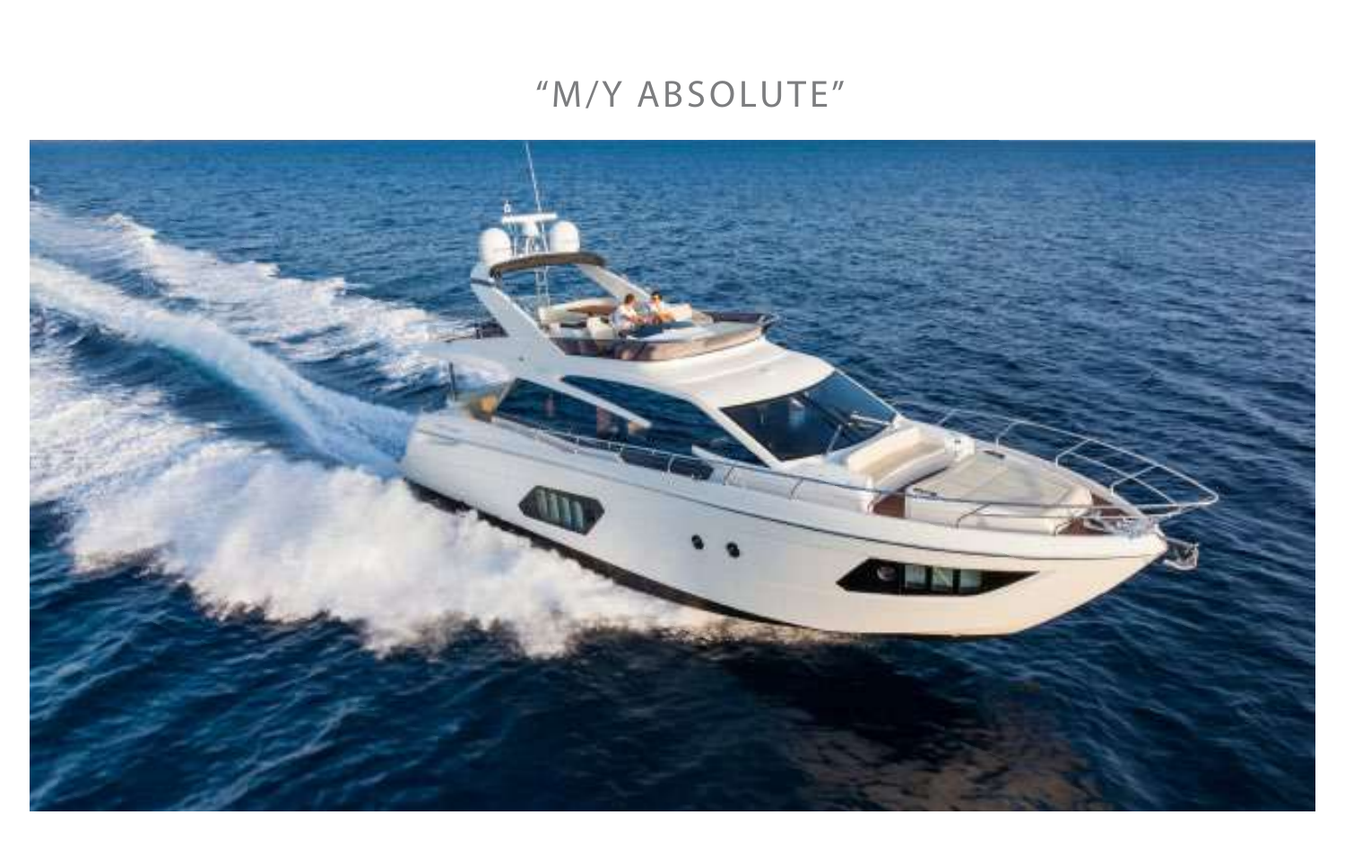# “M/Y ABSOLUTE”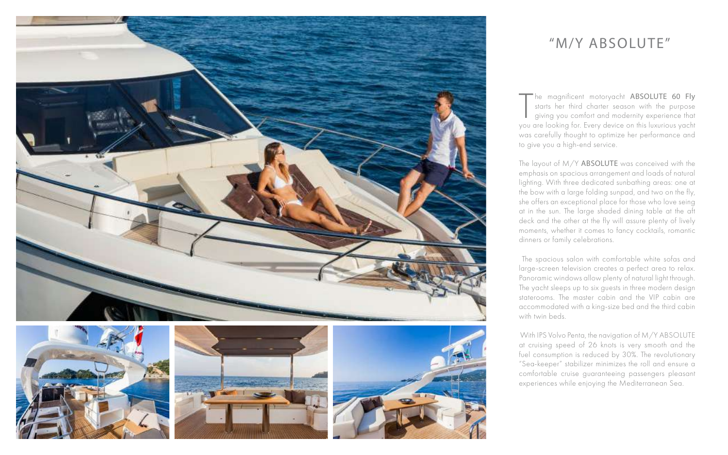# "M/Y ABSOLUTE"

The magnificent motoryacht **ABSOLUTE 60 Fly** starts her third charter season with the purpose giving you comfort and modernity experience that you are looking for. Every device on this luxurious yacht was carefully thought to optimize her performance and to give you a high-end service.

The layout of M/Y **ABSOLUTE** was conceived with the emphasis on spacious arrangement and loads of natural lighting. With three dedicated sunbathing areas: one at the bow with a large folding sunpad, and two on the fly, she offers an exceptional place for those who love seing at in the sun. The large shaded dining table at the aft deck and the other at the fly will assure plenty of lively moments, whether it comes to fancy cocktails, romantic dinners or family celebrations.

The spacious salon with comfortable white sofas and large-screen television creates a perfect area to relax. Panoramic windows allow plenty of natural light through. The yacht sleeps up to six guests in three modern design staterooms. The master cabin and the VIP cabin are accommodated with a king-size bed and the third cabin with twin beds.

With IPS Volvo Penta, the navigation of M/Y ABSOLUTE at cruising speed of 26 knots is very smooth and the fuel consumption is reduced by 30%. The revolutionary "Sea-keeper" stabilizer minimizes the roll and ensure a comfortable cruise guaranteeing passengers pleasant experiences while enjoying the Mediterranean Sea.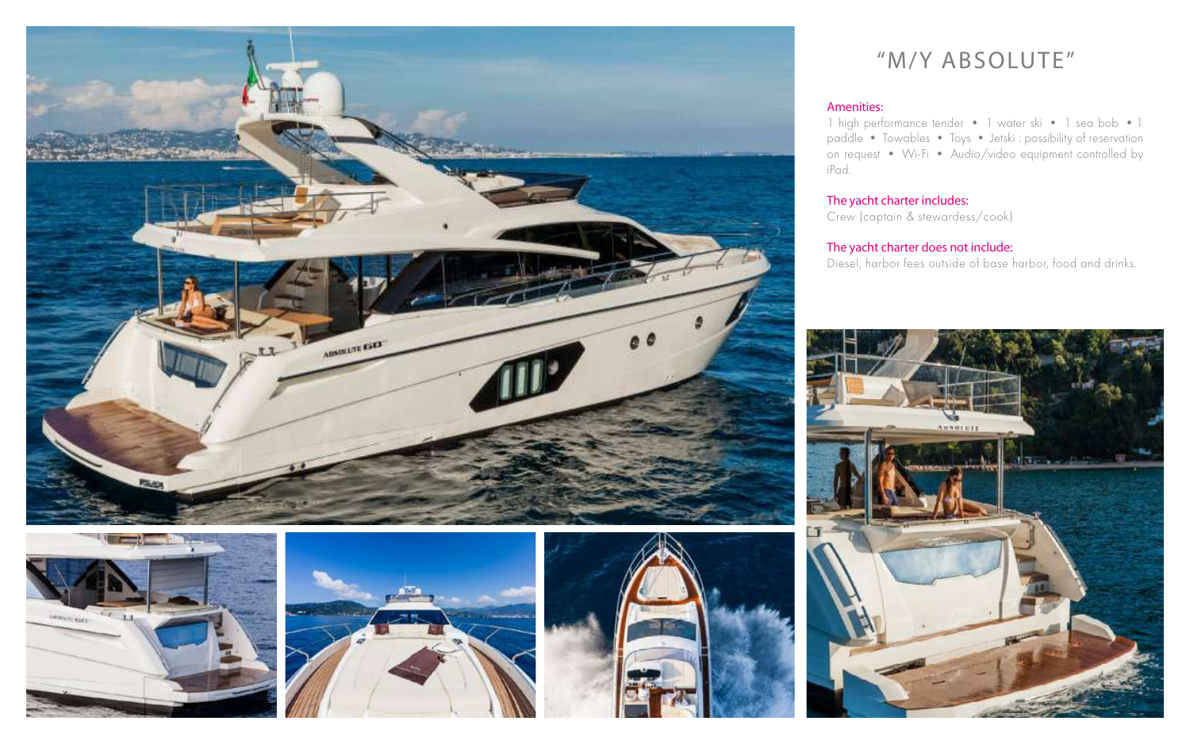# "M/Y ABSOLUTE"

**Amenities:**

1 high performance tender • 1 water ski • 1 sea bob • 1 paddle • Towables • Toys • Jetski : possibility of reservation on request • Wi-Fi • Audio/video equipment controlled by iPad.

**The yacht charter includes:**

Crew (captain & stewardess/cook)

**The yacht charter does not include:**

Diesel, harbor fees outside of base harbor, food and drinks.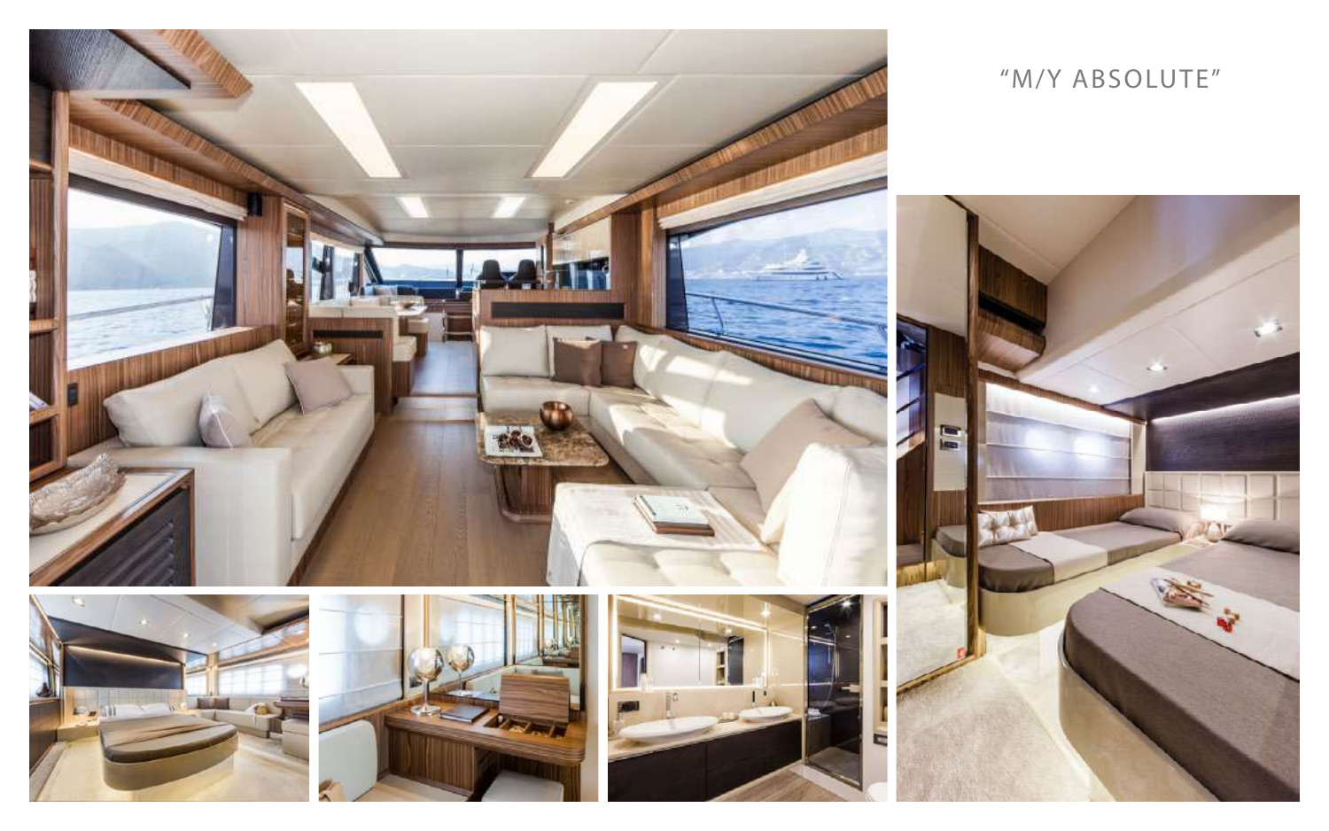"M/Y ABSOLUTE"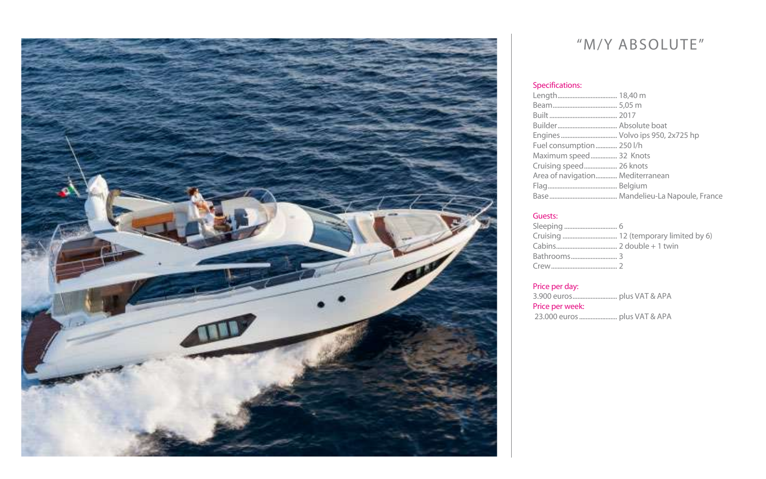# "M/Y ABSOLUTE"

**Specifications:**

| | |
|---|---|
| Length | 18,40 m |
| Beam | 5,05 m |
| Built | 2017 |
| Builder | Absolute boat |
| Engines | Volvo ips 950, 2x725 hp |
| Fuel consumption | 250 l/h |
| Maximum speed | 32 Knots |
| Cruising speed | 26 knots |
| Area of navigation | Mediterranean |
| Flag | Belgium |
| Base | Mandelieu-La Napoule, France |

**Guests:**

| | |
|---|---|
| Sleeping | 6 |
| Cruising | 12 (temporary limited by 6) |
| Cabins | 2 double + 1 twin |
| Bathrooms | 3 |
| Crew | 2 |

**Price per day:**

3.900 euros ............ plus VAT & APA

**Price per week:**

23.000 euros ............ plus VAT & APA